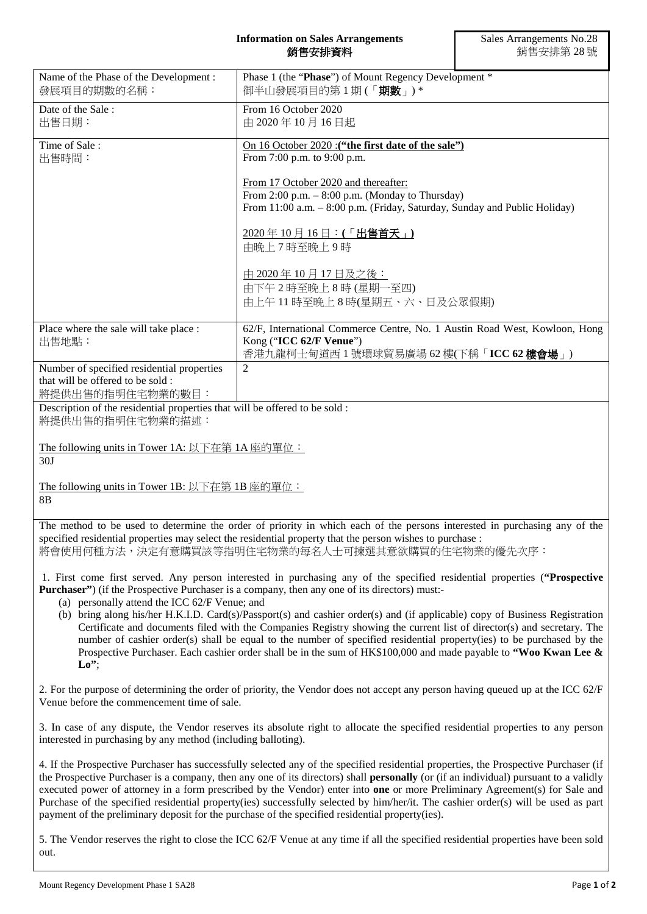# Information on Sales Arrangements
# 銷售安排資料

Sales Arrangements No.28
銷售安排第 28 號

| | |
|---|---|
| Name of the Phase of the Development :<br>發展項目的期數的名稱： | Phase 1 (the "**Phase**") of Mount Regency Development *<br>御半山發展項目的第 1 期 (「**期數**」) * |
| Date of the Sale :<br>出售日期： | From 16 October 2020<br>由 2020 年 10 月 16 日起 |
| Time of Sale :<br>出售時間： | <u>On 16 October 2020 :**("the first date of the sale")**</u><br>From 7:00 p.m. to 9:00 p.m.<br><br><u>From 17 October 2020 and thereafter:</u><br>From 2:00 p.m. – 8:00 p.m. (Monday to Thursday)<br>From 11:00 a.m. – 8:00 p.m. (Friday, Saturday, Sunday and Public Holiday)<br><br><u>2020 年 10 月 16 日：**(「出售首天」)**</u><br>由晚上 7 時至晚上 9 時<br><br><u>由 2020 年 10 月 17 日及之後：</u><br>由下午 2 時至晚上 8 時 (星期一至四)<br>由上午 11 時至晚上 8 時(星期五、六、日及公眾假期) |
| Place where the sale will take place :<br>出售地點： | 62/F, International Commerce Centre, No. 1 Austin Road West, Kowloon, Hong Kong ("**ICC 62/F Venue**")<br>香港九龍柯士甸道西 1 號環球貿易廣場 62 樓(下稱「**ICC 62 樓會場**」) |
| Number of specified residential properties that will be offered to be sold :<br>將提供出售的指明住宅物業的數目： | 2 |

Description of the residential properties that will be offered to be sold :
將提供出售的指明住宅物業的描述：

<u>The following units in Tower 1A: 以下在第 1A 座的單位：</u>
30J

<u>The following units in Tower 1B: 以下在第 1B 座的單位：</u>
8B

The method to be used to determine the order of priority in which each of the persons interested in purchasing any of the specified residential properties may select the residential property that the person wishes to purchase :
將會使用何種方法，決定有意購買該等指明住宅物業的每名人士可揀選其意欲購買的住宅物業的優先次序：

1. First come first served. Any person interested in purchasing any of the specified residential properties (**"Prospective Purchaser"**) (if the Prospective Purchaser is a company, then any one of its directors) must:-
   (a) personally attend the ICC 62/F Venue; and
   (b) bring along his/her H.K.I.D. Card(s)/Passport(s) and cashier order(s) and (if applicable) copy of Business Registration Certificate and documents filed with the Companies Registry showing the current list of director(s) and secretary. The number of cashier order(s) shall be equal to the number of specified residential property(ies) to be purchased by the Prospective Purchaser. Each cashier order shall be in the sum of HK$100,000 and made payable to **"Woo Kwan Lee & Lo"**;

2. For the purpose of determining the order of priority, the Vendor does not accept any person having queued up at the ICC 62/F Venue before the commencement time of sale.

3. In case of any dispute, the Vendor reserves its absolute right to allocate the specified residential properties to any person interested in purchasing by any method (including balloting).

4. If the Prospective Purchaser has successfully selected any of the specified residential properties, the Prospective Purchaser (if the Prospective Purchaser is a company, then any one of its directors) shall **personally** (or (if an individual) pursuant to a validly executed power of attorney in a form prescribed by the Vendor) enter into **one** or more Preliminary Agreement(s) for Sale and Purchase of the specified residential property(ies) successfully selected by him/her/it. The cashier order(s) will be used as part payment of the preliminary deposit for the purchase of the specified residential property(ies).

5. The Vendor reserves the right to close the ICC 62/F Venue at any time if all the specified residential properties have been sold out.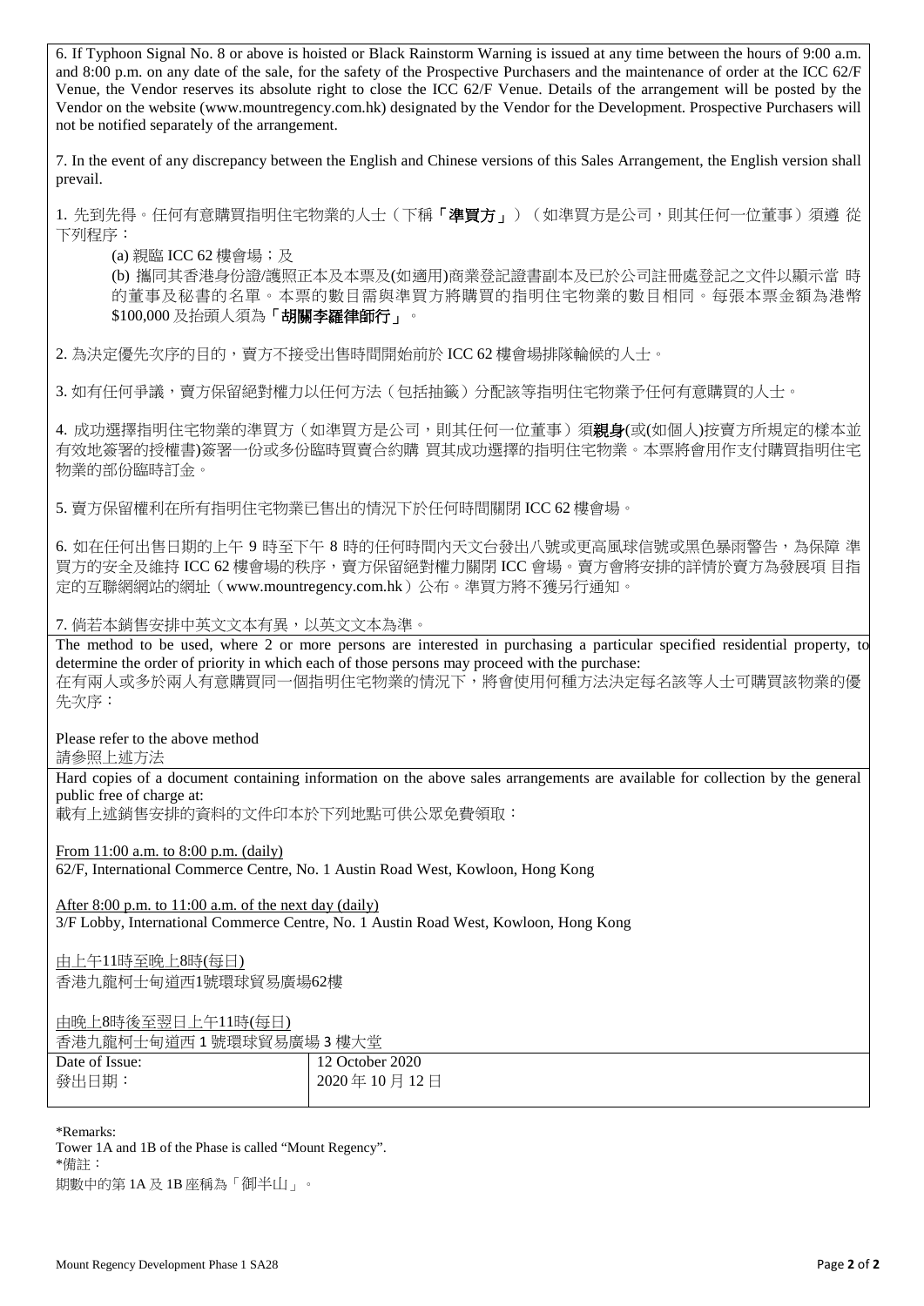6. If Typhoon Signal No. 8 or above is hoisted or Black Rainstorm Warning is issued at any time between the hours of 9:00 a.m. and 8:00 p.m. on any date of the sale, for the safety of the Prospective Purchasers and the maintenance of order at the ICC 62/F Venue, the Vendor reserves its absolute right to close the ICC 62/F Venue. Details of the arrangement will be posted by the Vendor on the website (www.mountregency.com.hk) designated by the Vendor for the Development. Prospective Purchasers will not be notified separately of the arrangement.

7. In the event of any discrepancy between the English and Chinese versions of this Sales Arrangement, the English version shall prevail.

1. 先到先得。任何有意購買指明住宅物業的人士（下稱**「準買方」**）（如準買方是公司，則其任何一位董事）須遵 從下列程序：

(a) 親臨 ICC 62 樓會場；及

(b) 攜同其香港身份證/護照正本及本票及(如適用)商業登記證書副本及已於公司註冊處登記之文件以顯示當 時的董事及秘書的名單。本票的數目需與準買方將購買的指明住宅物業的數目相同。每張本票金額為港幣 $100,000 及抬頭人須為**「胡關李羅律師行」**。

2. 為決定優先次序的目的，賣方不接受出售時間開始前於 ICC 62 樓會場排隊輪候的人士。

3. 如有任何爭議，賣方保留絕對權力以任何方法（包括抽籤）分配該等指明住宅物業予任何有意購買的人士。

4. 成功選擇指明住宅物業的準買方（如準買方是公司，則其任何一位董事）須**親身**(或(如個人)按賣方所規定的樣本並有效地簽署的授權書)簽署一份或多份臨時買賣合約購 買其成功選擇的指明住宅物業。本票將會用作支付購買指明住宅物業的部份臨時訂金。

5. 賣方保留權利在所有指明住宅物業已售出的情況下於任何時間關閉 ICC 62 樓會場。

6. 如在任何出售日期的上午 9 時至下午 8 時的任何時間內天文台發出八號或更高風球信號或黑色暴雨警告，為保障 準買方的安全及維持 ICC 62 樓會場的秩序，賣方保留絕對權力關閉 ICC 會場。賣方會將安排的詳情於賣方為發展項 目指定的互聯網網站的網址（www.mountregency.com.hk）公布。準買方將不獲另行通知。

7. 倘若本銷售安排中英文文本有異，以英文文本為準。

The method to be used, where 2 or more persons are interested in purchasing a particular specified residential property, to determine the order of priority in which each of those persons may proceed with the purchase:
在有兩人或多於兩人有意購買同一個指明住宅物業的情況下，將會使用何種方法決定每名該等人士可購買該物業的優先次序：

Please refer to the above method
請參照上述方法

Hard copies of a document containing information on the above sales arrangements are available for collection by the general public free of charge at:
載有上述銷售安排的資料的文件印本於下列地點可供公眾免費領取：

From 11:00 a.m. to 8:00 p.m. (daily)
62/F, International Commerce Centre, No. 1 Austin Road West, Kowloon, Hong Kong

After 8:00 p.m. to 11:00 a.m. of the next day (daily)
3/F Lobby, International Commerce Centre, No. 1 Austin Road West, Kowloon, Hong Kong

由上午11時至晚上8時(每日)
香港九龍柯士甸道西1號環球貿易廣場62樓

由晚上8時後至翌日上午11時(每日)
香港九龍柯士甸道西 1 號環球貿易廣場 3 樓大堂

| | |
|---|---|
| Date of Issue:<br>發出日期： | 12 October 2020<br>2020 年 10 月 12 日 |

*Remarks:
Tower 1A and 1B of the Phase is called "Mount Regency".
*備註：
期數中的第 1A 及 1B 座稱為「御半山」。